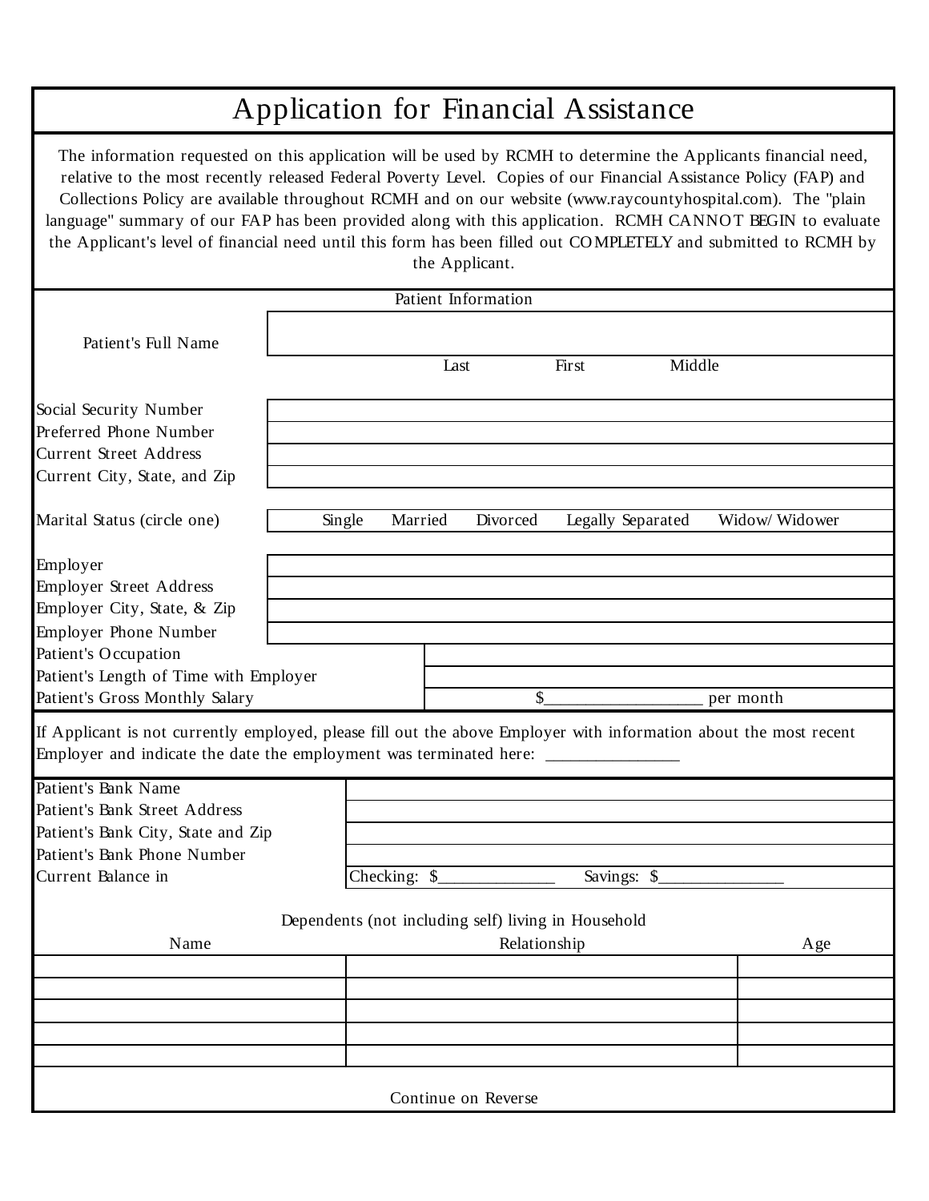# Application for Financial Assistance

The information requested on this application will be used by RCMH to determine the Applicants financial need, relative to the most recently released Federal Poverty Level. Copies of our Financial Assistance Policy (FAP) and Collections Policy are available throughout RCMH and on our website (www.raycountyhospital.com). The "plain language" summary of our FAP has been provided along with this application. RCMH CANNOT BEGIN to evaluate the Applicant's level of financial need until this form has been filled out COMPLETELY and submitted to RCMH by the Applicant.

## Patient Information

| | |
|---|---|
| Patient's Full Name | |
| | Last First Middle |
| Social Security Number | |
| Preferred Phone Number | |
| Current Street Address | |
| Current City, State, and Zip | |
| Marital Status (circle one) | Single Married Divorced Legally Separated Widow/ Widower |
| Employer | |
| Employer Street Address | |
| Employer City, State, & Zip | |
| Employer Phone Number | |
| Patient's Occupation | |
| Patient's Length of Time with Employer | |
| Patient's Gross Monthly Salary | $__________________ per month |

If Applicant is not currently employed, please fill out the above Employer with information about the most recent Employer and indicate the date the employment was terminated here: _______________

| | |
|---|---|
| Patient's Bank Name | |
| Patient's Bank Street Address | |
| Patient's Bank City, State and Zip | |
| Patient's Bank Phone Number | |
| Current Balance in | Checking: $_____________ Savings: $______________ |

Dependents (not including self) living in Household

| Name | Relationship | Age |
|---|---|---|
| | | |
| | | |
| | | |
| | | |
| | | |

Continue on Reverse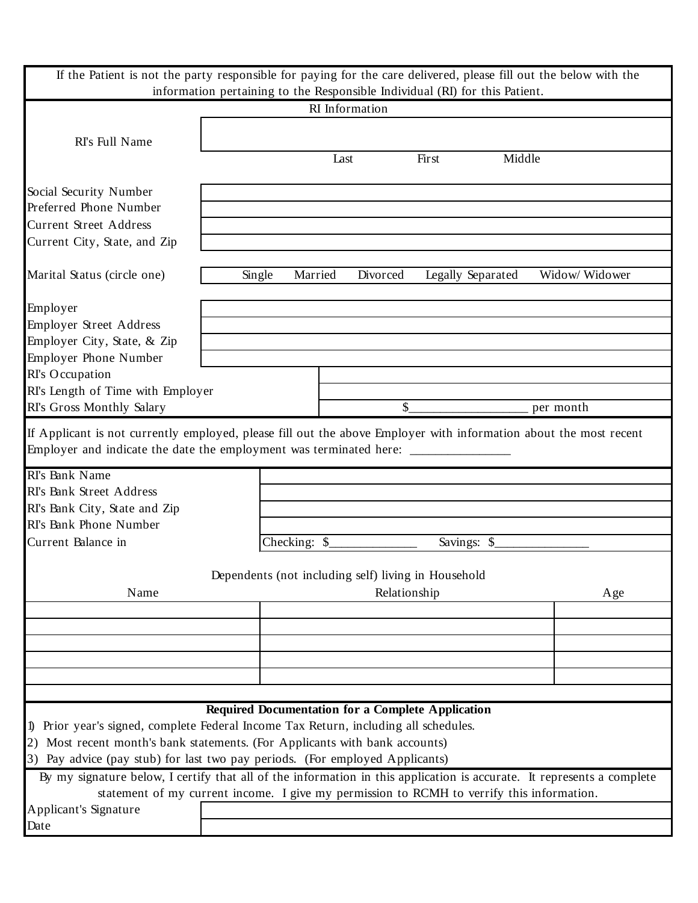If the Patient is not the party responsible for paying for the care delivered, please fill out the below with the information pertaining to the Responsible Individual (RI) for this Patient.

**RI Information**

| | |
|---|---|
| RI's Full Name | |
| | Last First Middle |
| Social Security Number | |
| Preferred Phone Number | |
| Current Street Address | |
| Current City, State, and Zip | |
| Marital Status (circle one) | Single Married Divorced Legally Separated Widow/ Widower |
| Employer | |
| Employer Street Address | |
| Employer City, State, & Zip | |
| Employer Phone Number | |
| RI's Occupation | |
| RI's Length of Time with Employer | |
| RI's Gross Monthly Salary | $__________________ per month |

If Applicant is not currently employed, please fill out the above Employer with information about the most recent Employer and indicate the date the employment was terminated here: _______________

| | |
|---|---|
| RI's Bank Name | |
| RI's Bank Street Address | |
| RI's Bank City, State and Zip | |
| RI's Bank Phone Number | |
| Current Balance in | Checking: $_____________ Savings: $_______________ |

Dependents (not including self) living in Household

| Name | Relationship | Age |
|---|---|---|
| | | |
| | | |
| | | |
| | | |
| | | |

**Required Documentation for a Complete Application**

1) Prior year's signed, complete Federal Income Tax Return, including all schedules.
2) Most recent month's bank statements. (For Applicants with bank accounts)
3) Pay advice (pay stub) for last two pay periods. (For employed Applicants)

By my signature below, I certify that all of the information in this application is accurate. It represents a complete statement of my current income. I give my permission to RCMH to verrify this information.

| | |
|---|---|
| Applicant's Signature | |
| Date | |